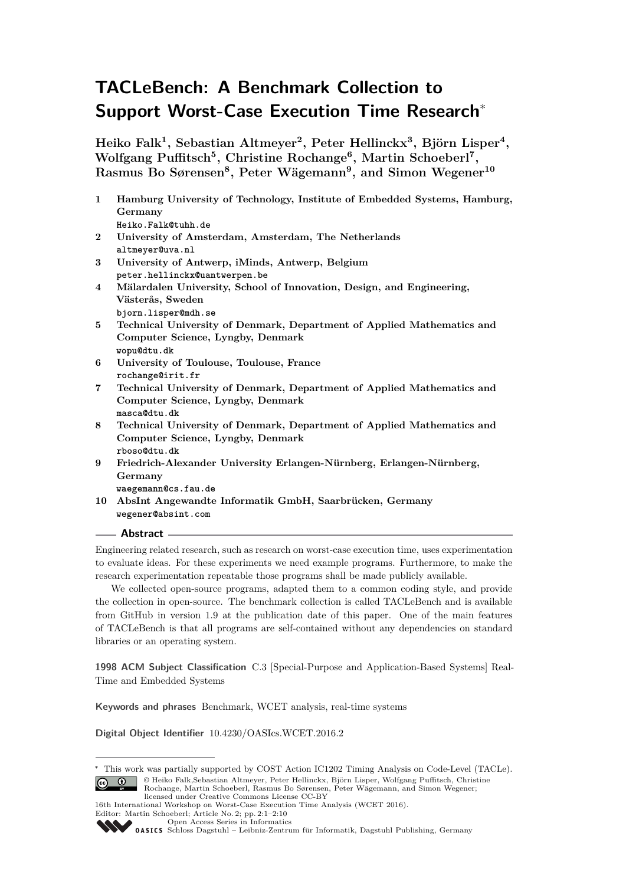# TACLeBench: A Benchmark Collection to Support Worst-Case Execution Time Research*

**Heiko Falk[1], Sebastian Altmeyer[2], Peter Hellinckx[3], Björn Lisper[4], Wolfgang Puffitsch[5], Christine Rochange[6], Martin Schoeberl[7], Rasmus Bo Sørensen[8], Peter Wägemann[9], and Simon Wegener[10]**

1. **Hamburg University of Technology, Institute of Embedded Systems, Hamburg, Germany**
   `Heiko.Falk@tuhh.de`
2. **University of Amsterdam, Amsterdam, The Netherlands**
   `altmeyer@uva.nl`
3. **University of Antwerp, iMinds, Antwerp, Belgium**
   `peter.hellinckx@uantwerpen.be`
4. **Mälardalen University, School of Innovation, Design, and Engineering, Västerås, Sweden**
   `bjorn.lisper@mdh.se`
5. **Technical University of Denmark, Department of Applied Mathematics and Computer Science, Lyngby, Denmark**
   `wopu@dtu.dk`
6. **University of Toulouse, Toulouse, France**
   `rochange@irit.fr`
7. **Technical University of Denmark, Department of Applied Mathematics and Computer Science, Lyngby, Denmark**
   `masca@dtu.dk`
8. **Technical University of Denmark, Department of Applied Mathematics and Computer Science, Lyngby, Denmark**
   `rboso@dtu.dk`
9. **Friedrich-Alexander University Erlangen-Nürnberg, Erlangen-Nürnberg, Germany**
   `waegemann@cs.fau.de`
10. **AbsInt Angewandte Informatik GmbH, Saarbrücken, Germany**
    `wegener@absint.com`

## Abstract

Engineering related research, such as research on worst-case execution time, uses experimentation to evaluate ideas. For these experiments we need example programs. Furthermore, to make the research experimentation repeatable those programs shall be made publicly available.

We collected open-source programs, adapted them to a common coding style, and provide the collection in open-source. The benchmark collection is called TACLeBench and is available from GitHub in version 1.9 at the publication date of this paper. One of the main features of TACLeBench is that all programs are self-contained without any dependencies on standard libraries or an operating system.

**1998 ACM Subject Classification** C.3 [Special-Purpose and Application-Based Systems] Real-Time and Embedded Systems

**Keywords and phrases** Benchmark, WCET analysis, real-time systems

**Digital Object Identifier** 10.4230/OASIcs.WCET.2016.2

---

* This work was partially supported by COST Action IC1202 Timing Analysis on Code-Level (TACLe).

© Heiko Falk,Sebastian Altmeyer, Peter Hellinckx, Björn Lisper, Wolfgang Puffitsch, Christine Rochange, Martin Schoeberl, Rasmus Bo Sørensen, Peter Wägemann, and Simon Wegener; licensed under Creative Commons License CC-BY

16th International Workshop on Worst-Case Execution Time Analysis (WCET 2016).
Editor: Martin Schoeberl; Article No. 2; pp. 2:1–2:10
Open Access Series in Informatics
Schloss Dagstuhl – Leibniz-Zentrum für Informatik, Dagstuhl Publishing, Germany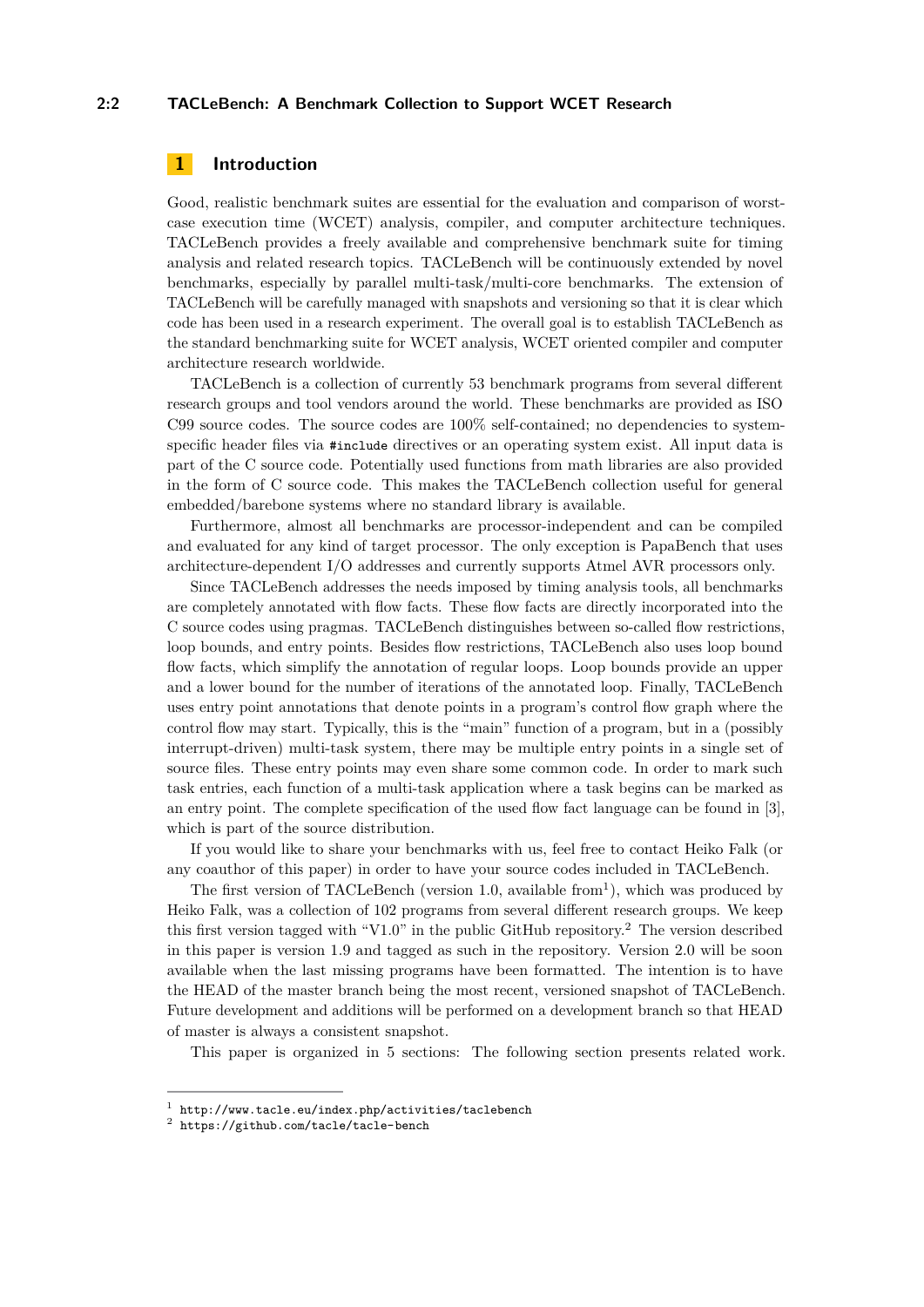## 1 Introduction

Good, realistic benchmark suites are essential for the evaluation and comparison of worst-case execution time (WCET) analysis, compiler, and computer architecture techniques. TACLeBench provides a freely available and comprehensive benchmark suite for timing analysis and related research topics. TACLeBench will be continuously extended by novel benchmarks, especially by parallel multi-task/multi-core benchmarks. The extension of TACLeBench will be carefully managed with snapshots and versioning so that it is clear which code has been used in a research experiment. The overall goal is to establish TACLeBench as the standard benchmarking suite for WCET analysis, WCET oriented compiler and computer architecture research worldwide.

TACLeBench is a collection of currently 53 benchmark programs from several different research groups and tool vendors around the world. These benchmarks are provided as ISO C99 source codes. The source codes are 100% self-contained; no dependencies to system-specific header files via `#include` directives or an operating system exist. All input data is part of the C source code. Potentially used functions from math libraries are also provided in the form of C source code. This makes the TACLeBench collection useful for general embedded/barebone systems where no standard library is available.

Furthermore, almost all benchmarks are processor-independent and can be compiled and evaluated for any kind of target processor. The only exception is PapaBench that uses architecture-dependent I/O addresses and currently supports Atmel AVR processors only.

Since TACLeBench addresses the needs imposed by timing analysis tools, all benchmarks are completely annotated with flow facts. These flow facts are directly incorporated into the C source codes using pragmas. TACLeBench distinguishes between so-called flow restrictions, loop bounds, and entry points. Besides flow restrictions, TACLeBench also uses loop bound flow facts, which simplify the annotation of regular loops. Loop bounds provide an upper and a lower bound for the number of iterations of the annotated loop. Finally, TACLeBench uses entry point annotations that denote points in a program's control flow graph where the control flow may start. Typically, this is the "main" function of a program, but in a (possibly interrupt-driven) multi-task system, there may be multiple entry points in a single set of source files. These entry points may even share some common code. In order to mark such task entries, each function of a multi-task application where a task begins can be marked as an entry point. The complete specification of the used flow fact language can be found in [3], which is part of the source distribution.

If you would like to share your benchmarks with us, feel free to contact Heiko Falk (or any coauthor of this paper) in order to have your source codes included in TACLeBench.

The first version of TACLeBench (version 1.0, available from[1]), which was produced by Heiko Falk, was a collection of 102 programs from several different research groups. We keep this first version tagged with "V1.0" in the public GitHub repository.[2] The version described in this paper is version 1.9 and tagged as such in the repository. Version 2.0 will be soon available when the last missing programs have been formatted. The intention is to have the HEAD of the master branch being the most recent, versioned snapshot of TACLeBench. Future development and additions will be performed on a development branch so that HEAD of master is always a consistent snapshot.

This paper is organized in 5 sections: The following section presents related work.

---

[1] http://www.tacle.eu/index.php/activities/taclebench

[2] https://github.com/tacle/tacle-bench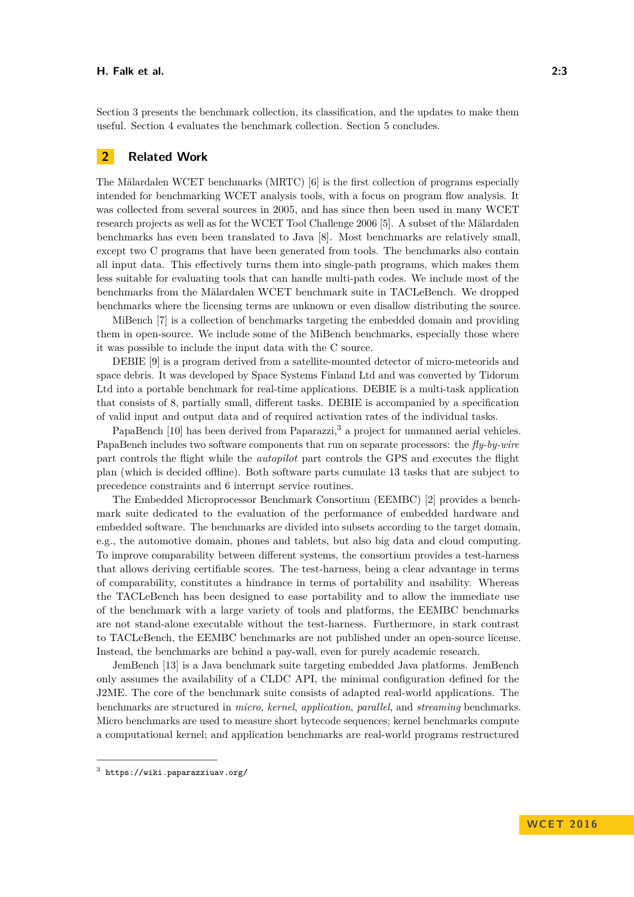Section 3 presents the benchmark collection, its classification, and the updates to make them useful. Section 4 evaluates the benchmark collection. Section 5 concludes.

## 2 Related Work

The Mälardalen WCET benchmarks (MRTC) [6] is the first collection of programs especially intended for benchmarking WCET analysis tools, with a focus on program flow analysis. It was collected from several sources in 2005, and has since then been used in many WCET research projects as well as for the WCET Tool Challenge 2006 [5]. A subset of the Mälardalen benchmarks has even been translated to Java [8]. Most benchmarks are relatively small, except two C programs that have been generated from tools. The benchmarks also contain all input data. This effectively turns them into single-path programs, which makes them less suitable for evaluating tools that can handle multi-path codes. We include most of the benchmarks from the Mälardalen WCET benchmark suite in TACLeBench. We dropped benchmarks where the licensing terms are unknown or even disallow distributing the source.

MiBench [7] is a collection of benchmarks targeting the embedded domain and providing them in open-source. We include some of the MiBench benchmarks, especially those where it was possible to include the input data with the C source.

DEBIE [9] is a program derived from a satellite-mounted detector of micro-meteorids and space debris. It was developed by Space Systems Finland Ltd and was converted by Tidorum Ltd into a portable benchmark for real-time applications. DEBIE is a multi-task application that consists of 8, partially small, different tasks. DEBIE is accompanied by a specification of valid input and output data and of required activation rates of the individual tasks.

PapaBench [10] has been derived from Paparazzi,[3] a project for unmanned aerial vehicles. PapaBench includes two software components that run on separate processors: the *fly-by-wire* part controls the flight while the *autopilot* part controls the GPS and executes the flight plan (which is decided offline). Both software parts cumulate 13 tasks that are subject to precedence constraints and 6 interrupt service routines.

The Embedded Microprocessor Benchmark Consortium (EEMBC) [2] provides a benchmark suite dedicated to the evaluation of the performance of embedded hardware and embedded software. The benchmarks are divided into subsets according to the target domain, e.g., the automotive domain, phones and tablets, but also big data and cloud computing. To improve comparability between different systems, the consortium provides a test-harness that allows deriving certifiable scores. The test-harness, being a clear advantage in terms of comparability, constitutes a hindrance in terms of portability and usability. Whereas the TACLeBench has been designed to ease portability and to allow the immediate use of the benchmark with a large variety of tools and platforms, the EEMBC benchmarks are not stand-alone executable without the test-harness. Furthermore, in stark contrast to TACLeBench, the EEMBC benchmarks are not published under an open-source license. Instead, the benchmarks are behind a pay-wall, even for purely academic research.

JemBench [13] is a Java benchmark suite targeting embedded Java platforms. JemBench only assumes the availability of a CLDC API, the minimal configuration defined for the J2ME. The core of the benchmark suite consists of adapted real-world applications. The benchmarks are structured in *micro*, *kernel*, *application*, *parallel*, and *streaming* benchmarks. Micro benchmarks are used to measure short bytecode sequences; kernel benchmarks compute a computational kernel; and application benchmarks are real-world programs restructured

[3] https://wiki.paparazziuav.org/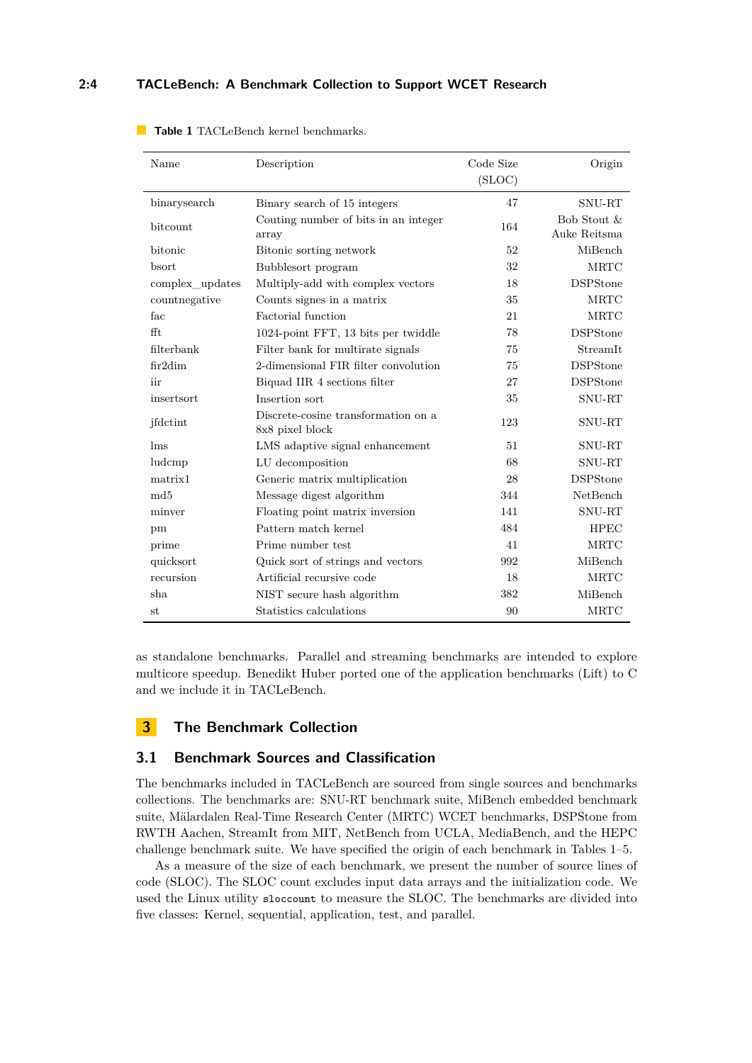**Table 1** TACLeBench kernel benchmarks.

| Name | Description | Code Size (SLOC) | Origin |
|---|---|---|---|
| binarysearch | Binary search of 15 integers | 47 | SNU-RT |
| bitcount | Couting number of bits in an integer array | 164 | Bob Stout & Auke Reitsma |
| bitonic | Bitonic sorting network | 52 | MiBench |
| bsort | Bubblesort program | 32 | MRTC |
| complex_updates | Multiply-add with complex vectors | 18 | DSPStone |
| countnegative | Counts signes in a matrix | 35 | MRTC |
| fac | Factorial function | 21 | MRTC |
| fft | 1024-point FFT, 13 bits per twiddle | 78 | DSPStone |
| filterbank | Filter bank for multirate signals | 75 | StreamIt |
| fir2dim | 2-dimensional FIR filter convolution | 75 | DSPStone |
| iir | Biquad IIR 4 sections filter | 27 | DSPStone |
| insertsort | Insertion sort | 35 | SNU-RT |
| jfdctint | Discrete-cosine transformation on a 8x8 pixel block | 123 | SNU-RT |
| lms | LMS adaptive signal enhancement | 51 | SNU-RT |
| ludcmp | LU decomposition | 68 | SNU-RT |
| matrix1 | Generic matrix multiplication | 28 | DSPStone |
| md5 | Message digest algorithm | 344 | NetBench |
| minver | Floating point matrix inversion | 141 | SNU-RT |
| pm | Pattern match kernel | 484 | HPEC |
| prime | Prime number test | 41 | MRTC |
| quicksort | Quick sort of strings and vectors | 992 | MiBench |
| recursion | Artificial recursive code | 18 | MRTC |
| sha | NIST secure hash algorithm | 382 | MiBench |
| st | Statistics calculations | 90 | MRTC |

as standalone benchmarks. Parallel and streaming benchmarks are intended to explore multicore speedup. Benedikt Huber ported one of the application benchmarks (Lift) to C and we include it in TACLeBench.

## 3 The Benchmark Collection

### 3.1 Benchmark Sources and Classification

The benchmarks included in TACLeBench are sourced from single sources and benchmarks collections. The benchmarks are: SNU-RT benchmark suite, MiBench embedded benchmark suite, Mälardalen Real-Time Research Center (MRTC) WCET benchmarks, DSPStone from RWTH Aachen, StreamIt from MIT, NetBench from UCLA, MediaBench, and the HEPC challenge benchmark suite. We have specified the origin of each benchmark in Tables 1–5.

As a measure of the size of each benchmark, we present the number of source lines of code (SLOC). The SLOC count excludes input data arrays and the initialization code. We used the Linux utility `sloccount` to measure the SLOC. The benchmarks are divided into five classes: Kernel, sequential, application, test, and parallel.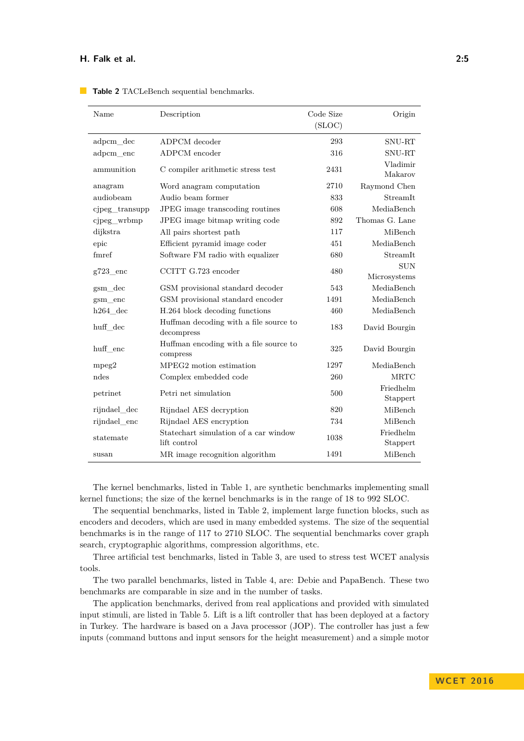**Table 2** TACLeBench sequential benchmarks.

| Name | Description | Code Size (SLOC) | Origin |
|---|---|---|---|
| adpcm_dec | ADPCM decoder | 293 | SNU-RT |
| adpcm_enc | ADPCM encoder | 316 | SNU-RT |
| ammunition | C compiler arithmetic stress test | 2431 | Vladimir Makarov |
| anagram | Word anagram computation | 2710 | Raymond Chen |
| audiobeam | Audio beam former | 833 | StreamIt |
| cjpeg_transupp | JPEG image transcoding routines | 608 | MediaBench |
| cjpeg_wrbmp | JPEG image bitmap writing code | 892 | Thomas G. Lane |
| dijkstra | All pairs shortest path | 117 | MiBench |
| epic | Efficient pyramid image coder | 451 | MediaBench |
| fmref | Software FM radio with equalizer | 680 | StreamIt |
| g723_enc | CCITT G.723 encoder | 480 | SUN Microsystems |
| gsm_dec | GSM provisional standard decoder | 543 | MediaBench |
| gsm_enc | GSM provisional standard encoder | 1491 | MediaBench |
| h264_dec | H.264 block decoding functions | 460 | MediaBench |
| huff_dec | Huffman decoding with a file source to decompress | 183 | David Bourgin |
| huff_enc | Huffman encoding with a file source to compress | 325 | David Bourgin |
| mpeg2 | MPEG2 motion estimation | 1297 | MediaBench |
| ndes | Complex embedded code | 260 | MRTC |
| petrinet | Petri net simulation | 500 | Friedhelm Stappert |
| rijndael_dec | Rijndael AES decryption | 820 | MiBench |
| rijndael_enc | Rijndael AES encryption | 734 | MiBench |
| statemate | Statechart simulation of a car window lift control | 1038 | Friedhelm Stappert |
| susan | MR image recognition algorithm | 1491 | MiBench |

The kernel benchmarks, listed in Table 1, are synthetic benchmarks implementing small kernel functions; the size of the kernel benchmarks is in the range of 18 to 992 SLOC.

The sequential benchmarks, listed in Table 2, implement large function blocks, such as encoders and decoders, which are used in many embedded systems. The size of the sequential benchmarks is in the range of 117 to 2710 SLOC. The sequential benchmarks cover graph search, cryptographic algorithms, compression algorithms, etc.

Three artificial test benchmarks, listed in Table 3, are used to stress test WCET analysis tools.

The two parallel benchmarks, listed in Table 4, are: Debie and PapaBench. These two benchmarks are comparable in size and in the number of tasks.

The application benchmarks, derived from real applications and provided with simulated input stimuli, are listed in Table 5. Lift is a lift controller that has been deployed at a factory in Turkey. The hardware is based on a Java processor (JOP). The controller has just a few inputs (command buttons and input sensors for the height measurement) and a simple motor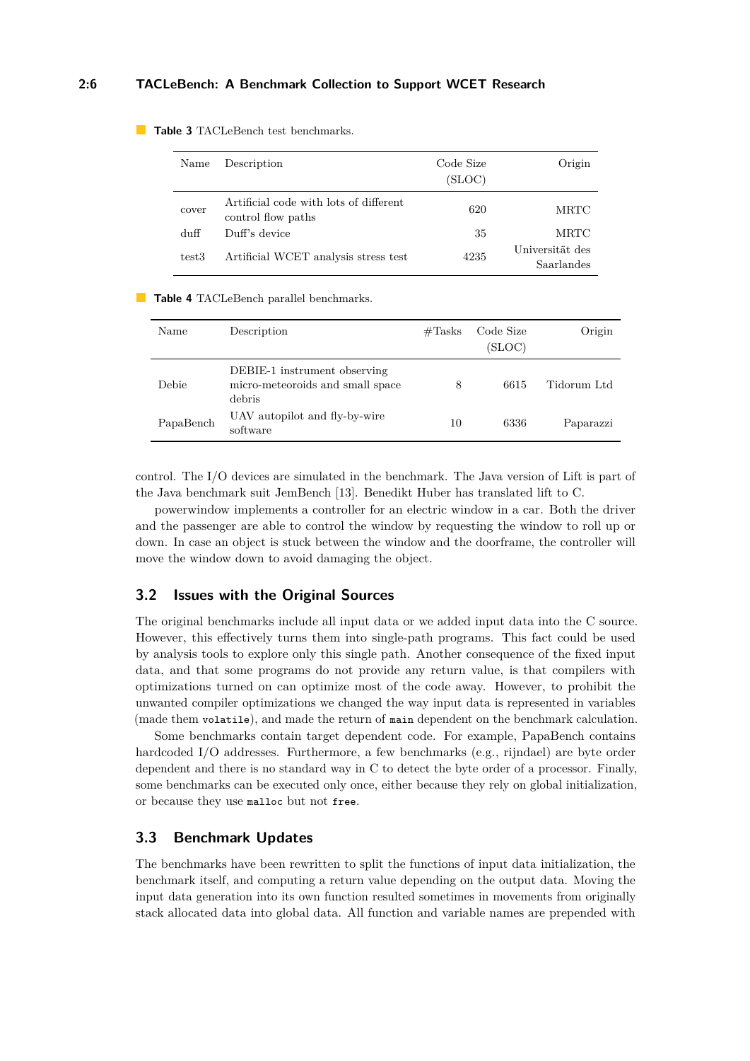**Table 3** TACLeBench test benchmarks.

| Name | Description | Code Size (SLOC) | Origin |
|---|---|---|---|
| cover | Artificial code with lots of different control flow paths | 620 | MRTC |
| duff | Duff's device | 35 | MRTC |
| test3 | Artificial WCET analysis stress test | 4235 | Universität des Saarlandes |

**Table 4** TACLeBench parallel benchmarks.

| Name | Description | #Tasks | Code Size (SLOC) | Origin |
|---|---|---|---|---|
| Debie | DEBIE-1 instrument observing micro-meteoroids and small space debris | 8 | 6615 | Tidorum Ltd |
| PapaBench | UAV autopilot and fly-by-wire software | 10 | 6336 | Paparazzi |

control. The I/O devices are simulated in the benchmark. The Java version of Lift is part of the Java benchmark suit JemBench [13]. Benedikt Huber has translated lift to C.

powerwindow implements a controller for an electric window in a car. Both the driver and the passenger are able to control the window by requesting the window to roll up or down. In case an object is stuck between the window and the doorframe, the controller will move the window down to avoid damaging the object.

## 3.2 Issues with the Original Sources

The original benchmarks include all input data or we added input data into the C source. However, this effectively turns them into single-path programs. This fact could be used by analysis tools to explore only this single path. Another consequence of the fixed input data, and that some programs do not provide any return value, is that compilers with optimizations turned on can optimize most of the code away. However, to prohibit the unwanted compiler optimizations we changed the way input data is represented in variables (made them `volatile`), and made the return of `main` dependent on the benchmark calculation.

Some benchmarks contain target dependent code. For example, PapaBench contains hardcoded I/O addresses. Furthermore, a few benchmarks (e.g., rijndael) are byte order dependent and there is no standard way in C to detect the byte order of a processor. Finally, some benchmarks can be executed only once, either because they rely on global initialization, or because they use `malloc` but not `free`.

## 3.3 Benchmark Updates

The benchmarks have been rewritten to split the functions of input data initialization, the benchmark itself, and computing a return value depending on the output data. Moving the input data generation into its own function resulted sometimes in movements from originally stack allocated data into global data. All function and variable names are prepended with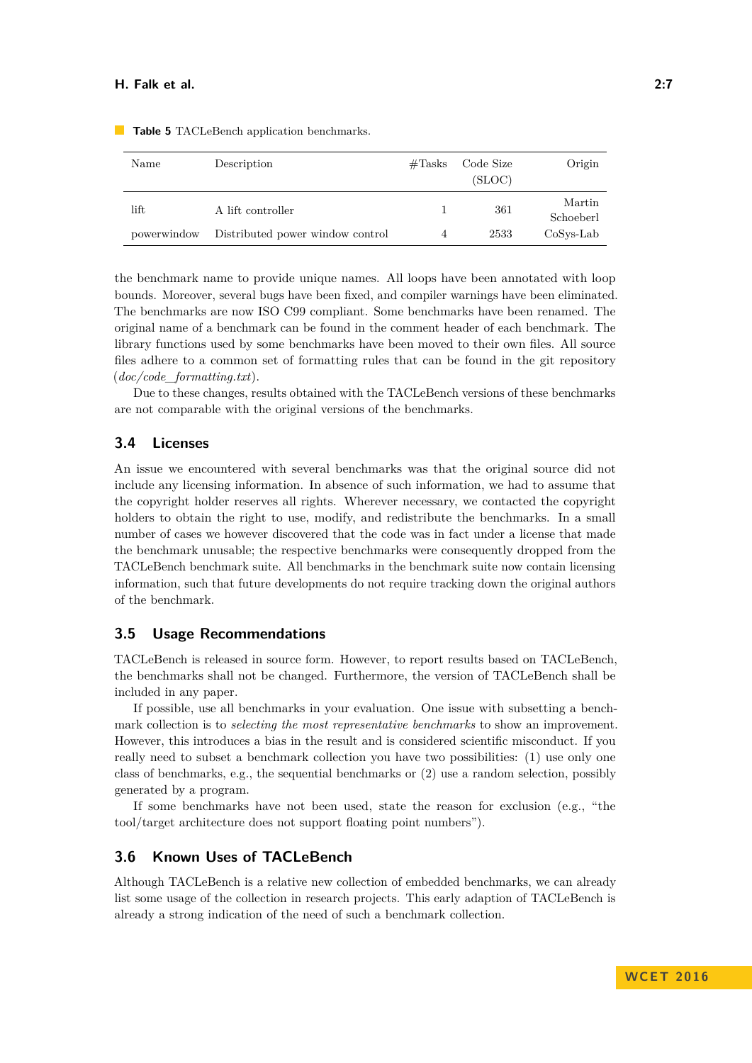**Table 5** TACLeBench application benchmarks.

| Name | Description | #Tasks | Code Size (SLOC) | Origin |
|---|---|---|---|---|
| lift | A lift controller | 1 | 361 | Martin Schoeberl |
| powerwindow | Distributed power window control | 4 | 2533 | CoSys-Lab |

the benchmark name to provide unique names. All loops have been annotated with loop bounds. Moreover, several bugs have been fixed, and compiler warnings have been eliminated. The benchmarks are now ISO C99 compliant. Some benchmarks have been renamed. The original name of a benchmark can be found in the comment header of each benchmark. The library functions used by some benchmarks have been moved to their own files. All source files adhere to a common set of formatting rules that can be found in the git repository (*doc/code_formatting.txt*).

Due to these changes, results obtained with the TACLeBench versions of these benchmarks are not comparable with the original versions of the benchmarks.

## 3.4 Licenses

An issue we encountered with several benchmarks was that the original source did not include any licensing information. In absence of such information, we had to assume that the copyright holder reserves all rights. Wherever necessary, we contacted the copyright holders to obtain the right to use, modify, and redistribute the benchmarks. In a small number of cases we however discovered that the code was in fact under a license that made the benchmark unusable; the respective benchmarks were consequently dropped from the TACLeBench benchmark suite. All benchmarks in the benchmark suite now contain licensing information, such that future developments do not require tracking down the original authors of the benchmark.

## 3.5 Usage Recommendations

TACLeBench is released in source form. However, to report results based on TACLeBench, the benchmarks shall not be changed. Furthermore, the version of TACLeBench shall be included in any paper.

If possible, use all benchmarks in your evaluation. One issue with subsetting a benchmark collection is to *selecting the most representative benchmarks* to show an improvement. However, this introduces a bias in the result and is considered scientific misconduct. If you really need to subset a benchmark collection you have two possibilities: (1) use only one class of benchmarks, e.g., the sequential benchmarks or (2) use a random selection, possibly generated by a program.

If some benchmarks have not been used, state the reason for exclusion (e.g., "the tool/target architecture does not support floating point numbers").

## 3.6 Known Uses of TACLeBench

Although TACLeBench is a relative new collection of embedded benchmarks, we can already list some usage of the collection in research projects. This early adaption of TACLeBench is already a strong indication of the need of such a benchmark collection.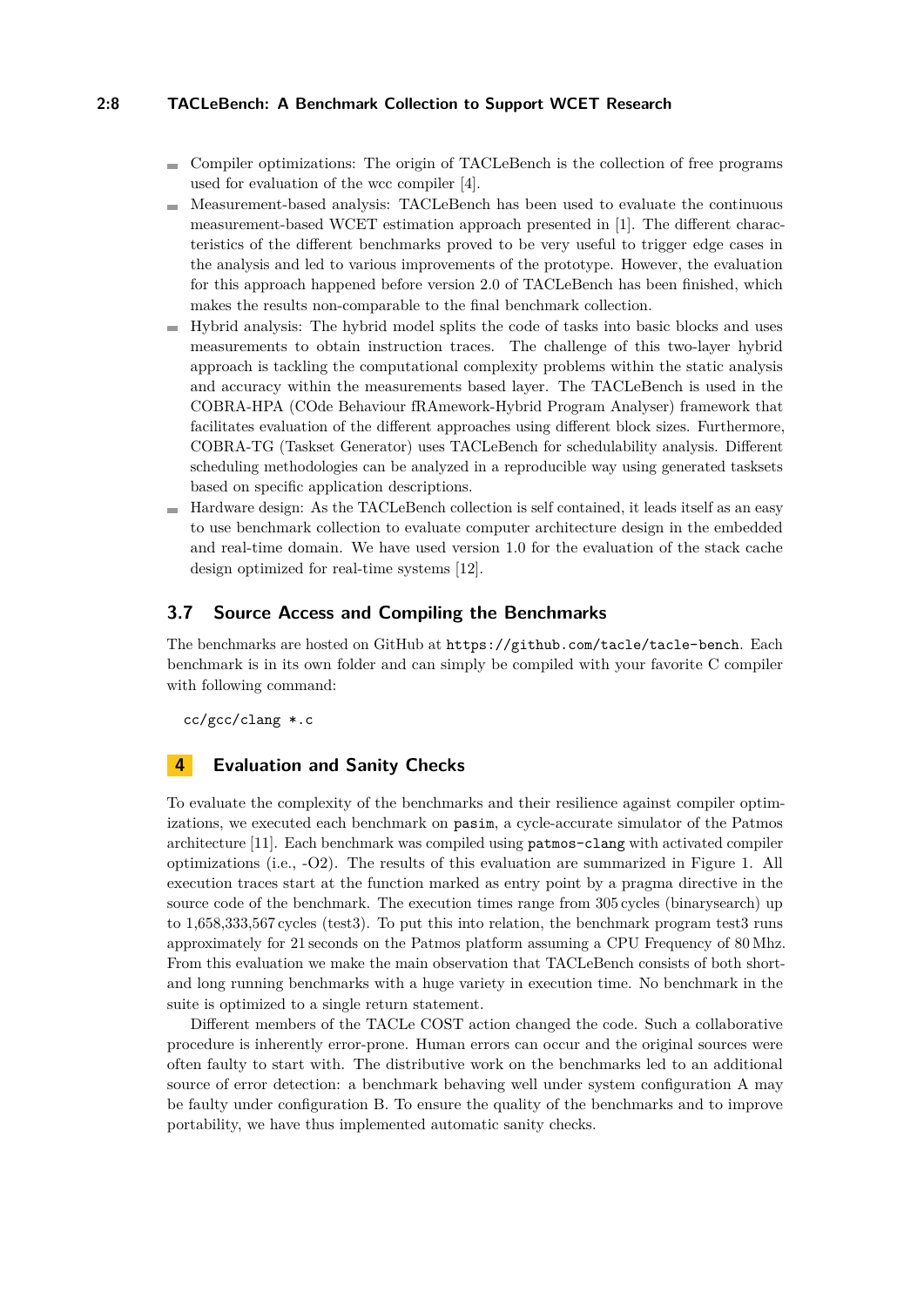- Compiler optimizations: The origin of TACLeBench is the collection of free programs used for evaluation of the wcc compiler [4].
- Measurement-based analysis: TACLeBench has been used to evaluate the continuous measurement-based WCET estimation approach presented in [1]. The different characteristics of the different benchmarks proved to be very useful to trigger edge cases in the analysis and led to various improvements of the prototype. However, the evaluation for this approach happened before version 2.0 of TACLeBench has been finished, which makes the results non-comparable to the final benchmark collection.
- Hybrid analysis: The hybrid model splits the code of tasks into basic blocks and uses measurements to obtain instruction traces. The challenge of this two-layer hybrid approach is tackling the computational complexity problems within the static analysis and accuracy within the measurements based layer. The TACLeBench is used in the COBRA-HPA (COde Behaviour fRAmework-Hybrid Program Analyser) framework that facilitates evaluation of the different approaches using different block sizes. Furthermore, COBRA-TG (Taskset Generator) uses TACLeBench for schedulability analysis. Different scheduling methodologies can be analyzed in a reproducible way using generated tasksets based on specific application descriptions.
- Hardware design: As the TACLeBench collection is self contained, it leads itself as an easy to use benchmark collection to evaluate computer architecture design in the embedded and real-time domain. We have used version 1.0 for the evaluation of the stack cache design optimized for real-time systems [12].

### 3.7 Source Access and Compiling the Benchmarks

The benchmarks are hosted on GitHub at `https://github.com/tacle/tacle-bench`. Each benchmark is in its own folder and can simply be compiled with your favorite C compiler with following command:

```
cc/gcc/clang *.c
```

## 4 Evaluation and Sanity Checks

To evaluate the complexity of the benchmarks and their resilience against compiler optimizations, we executed each benchmark on `pasim`, a cycle-accurate simulator of the Patmos architecture [11]. Each benchmark was compiled using `patmos-clang` with activated compiler optimizations (i.e., -O2). The results of this evaluation are summarized in Figure 1. All execution traces start at the function marked as entry point by a pragma directive in the source code of the benchmark. The execution times range from 305 cycles (binarysearch) up to 1,658,333,567 cycles (test3). To put this into relation, the benchmark program test3 runs approximately for 21 seconds on the Patmos platform assuming a CPU Frequency of 80 Mhz. From this evaluation we make the main observation that TACLeBench consists of both short- and long running benchmarks with a huge variety in execution time. No benchmark in the suite is optimized to a single return statement.

Different members of the TACLe COST action changed the code. Such a collaborative procedure is inherently error-prone. Human errors can occur and the original sources were often faulty to start with. The distributive work on the benchmarks led to an additional source of error detection: a benchmark behaving well under system configuration A may be faulty under configuration B. To ensure the quality of the benchmarks and to improve portability, we have thus implemented automatic sanity checks.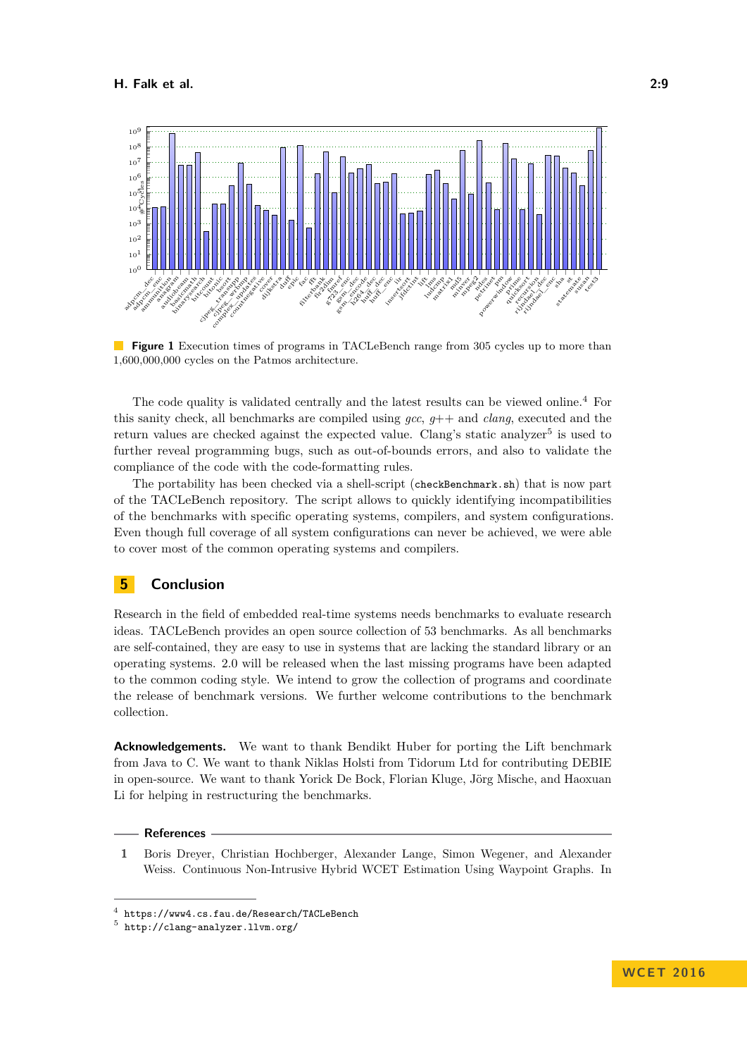**Figure 1** Execution times of programs in TACLeBench range from 305 cycles up to more than 1,600,000,000 cycles on the Patmos architecture.

The code quality is validated centrally and the latest results can be viewed online.[4] For this sanity check, all benchmarks are compiled using *gcc*, *g++* and *clang*, executed and the return values are checked against the expected value. Clang's static analyzer[5] is used to further reveal programming bugs, such as out-of-bounds errors, and also to validate the compliance of the code with the code-formatting rules.

The portability has been checked via a shell-script (`checkBenchmark.sh`) that is now part of the TACLeBench repository. The script allows to quickly identifying incompatibilities of the benchmarks with specific operating systems, compilers, and system configurations. Even though full coverage of all system configurations can never be achieved, we were able to cover most of the common operating systems and compilers.

## 5 Conclusion

Research in the field of embedded real-time systems needs benchmarks to evaluate research ideas. TACLeBench provides an open source collection of 53 benchmarks. As all benchmarks are self-contained, they are easy to use in systems that are lacking the standard library or an operating systems. 2.0 will be released when the last missing programs have been adapted to the common coding style. We intend to grow the collection of programs and coordinate the release of benchmark versions. We further welcome contributions to the benchmark collection.

**Acknowledgements.** We want to thank Bendikt Huber for porting the Lift benchmark from Java to C. We want to thank Niklas Holsti from Tidorum Ltd for contributing DEBIE in open-source. We want to thank Yorick De Bock, Florian Kluge, Jörg Mische, and Haoxuan Li for helping in restructuring the benchmarks.

## References

1 Boris Dreyer, Christian Hochberger, Alexander Lange, Simon Wegener, and Alexander Weiss. Continuous Non-Intrusive Hybrid WCET Estimation Using Waypoint Graphs. In

[4] https://www4.cs.fau.de/Research/TACLeBench

[5] http://clang-analyzer.llvm.org/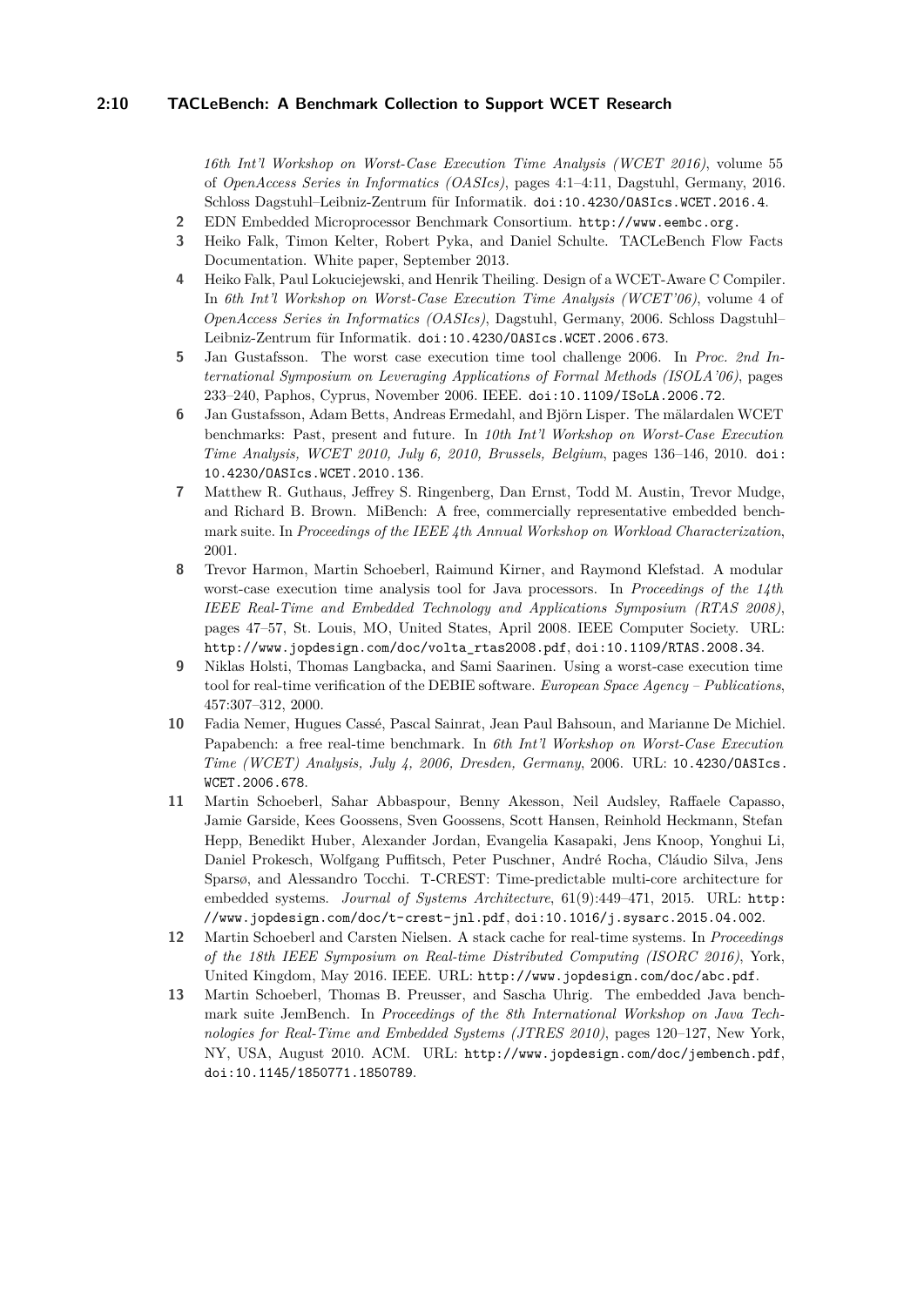*16th Int'l Workshop on Worst-Case Execution Time Analysis (WCET 2016)*, volume 55 of *OpenAccess Series in Informatics (OASIcs)*, pages 4:1–4:11, Dagstuhl, Germany, 2016. Schloss Dagstuhl–Leibniz-Zentrum für Informatik. doi:10.4230/OASIcs.WCET.2016.4.

2. EDN Embedded Microprocessor Benchmark Consortium. http://www.eembc.org.
3. Heiko Falk, Timon Kelter, Robert Pyka, and Daniel Schulte. TACLeBench Flow Facts Documentation. White paper, September 2013.
4. Heiko Falk, Paul Lokuciejewski, and Henrik Theiling. Design of a WCET-Aware C Compiler. In *6th Int'l Workshop on Worst-Case Execution Time Analysis (WCET'06)*, volume 4 of *OpenAccess Series in Informatics (OASIcs)*, Dagstuhl, Germany, 2006. Schloss Dagstuhl–Leibniz-Zentrum für Informatik. doi:10.4230/OASIcs.WCET.2006.673.
5. Jan Gustafsson. The worst case execution time tool challenge 2006. In *Proc. 2nd International Symposium on Leveraging Applications of Formal Methods (ISOLA'06)*, pages 233–240, Paphos, Cyprus, November 2006. IEEE. doi:10.1109/ISoLA.2006.72.
6. Jan Gustafsson, Adam Betts, Andreas Ermedahl, and Björn Lisper. The mälardalen WCET benchmarks: Past, present and future. In *10th Int'l Workshop on Worst-Case Execution Time Analysis, WCET 2010, July 6, 2010, Brussels, Belgium*, pages 136–146, 2010. doi:10.4230/OASIcs.WCET.2010.136.
7. Matthew R. Guthaus, Jeffrey S. Ringenberg, Dan Ernst, Todd M. Austin, Trevor Mudge, and Richard B. Brown. MiBench: A free, commercially representative embedded benchmark suite. In *Proceedings of the IEEE 4th Annual Workshop on Workload Characterization*, 2001.
8. Trevor Harmon, Martin Schoeberl, Raimund Kirner, and Raymond Klefstad. A modular worst-case execution time analysis tool for Java processors. In *Proceedings of the 14th IEEE Real-Time and Embedded Technology and Applications Symposium (RTAS 2008)*, pages 47–57, St. Louis, MO, United States, April 2008. IEEE Computer Society. URL: http://www.jopdesign.com/doc/volta_rtas2008.pdf, doi:10.1109/RTAS.2008.34.
9. Niklas Holsti, Thomas Langbacka, and Sami Saarinen. Using a worst-case execution time tool for real-time verification of the DEBIE software. *European Space Agency – Publications*, 457:307–312, 2000.
10. Fadia Nemer, Hugues Cassé, Pascal Sainrat, Jean Paul Bahsoun, and Marianne De Michiel. Papabench: a free real-time benchmark. In *6th Int'l Workshop on Worst-Case Execution Time (WCET) Analysis, July 4, 2006, Dresden, Germany*, 2006. URL: 10.4230/OASIcs.WCET.2006.678.
11. Martin Schoeberl, Sahar Abbaspour, Benny Akesson, Neil Audsley, Raffaele Capasso, Jamie Garside, Kees Goossens, Sven Goossens, Scott Hansen, Reinhold Heckmann, Stefan Hepp, Benedikt Huber, Alexander Jordan, Evangelia Kasapaki, Jens Knoop, Yonghui Li, Daniel Prokesch, Wolfgang Puffitsch, Peter Puschner, André Rocha, Cláudio Silva, Jens Sparsø, and Alessandro Tocchi. T-CREST: Time-predictable multi-core architecture for embedded systems. *Journal of Systems Architecture*, 61(9):449–471, 2015. URL: http://www.jopdesign.com/doc/t-crest-jnl.pdf, doi:10.1016/j.sysarc.2015.04.002.
12. Martin Schoeberl and Carsten Nielsen. A stack cache for real-time systems. In *Proceedings of the 18th IEEE Symposium on Real-time Distributed Computing (ISORC 2016)*, York, United Kingdom, May 2016. IEEE. URL: http://www.jopdesign.com/doc/abc.pdf.
13. Martin Schoeberl, Thomas B. Preusser, and Sascha Uhrig. The embedded Java benchmark suite JemBench. In *Proceedings of the 8th International Workshop on Java Technologies for Real-Time and Embedded Systems (JTRES 2010)*, pages 120–127, New York, NY, USA, August 2010. ACM. URL: http://www.jopdesign.com/doc/jembench.pdf, doi:10.1145/1850771.1850789.